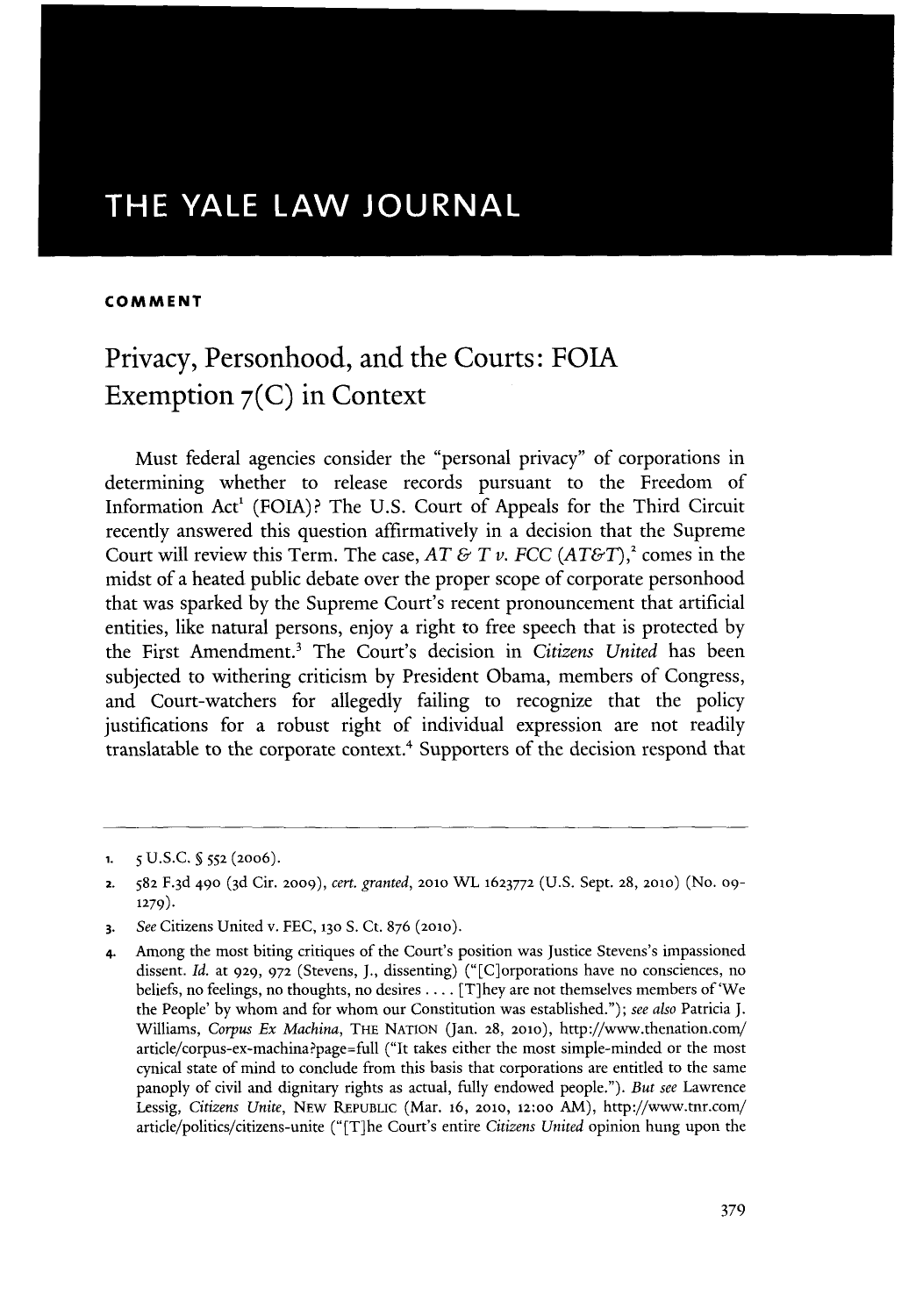# THE YALE LAW JOURNAL

**COMMENT**

## Privacy, Personhood, and the Courts: FOIA Exemption 7(C) in Context

Must federal agencies consider the "personal privacy" of corporations in determining whether to release records pursuant to the Freedom of Information Act[1] (FOIA)? The U.S. Court of Appeals for the Third Circuit recently answered this question affirmatively in a decision that the Supreme Court will review this Term. The case, *AT & T v. FCC* (*AT&T*),[2] comes in the midst of a heated public debate over the proper scope of corporate personhood that was sparked by the Supreme Court's recent pronouncement that artificial entities, like natural persons, enjoy a right to free speech that is protected by the First Amendment.[3] The Court's decision in *Citizens United* has been subjected to withering criticism by President Obama, members of Congress, and Court-watchers for allegedly failing to recognize that the policy justifications for a robust right of individual expression are not readily translatable to the corporate context.[4] Supporters of the decision respond that

---

1. 5 U.S.C. § 552 (2006).
2. 582 F.3d 490 (3d Cir. 2009), *cert. granted*, 2010 WL 1623772 (U.S. Sept. 28, 2010) (No. 09-1279).
3. *See* Citizens United v. FEC, 130 S. Ct. 876 (2010).
4. Among the most biting critiques of the Court's position was Justice Stevens's impassioned dissent. *Id.* at 929, 972 (Stevens, J., dissenting) ("[C]orporations have no consciences, no beliefs, no feelings, no thoughts, no desires . . . . [T]hey are not themselves members of 'We the People' by whom and for whom our Constitution was established."); *see also* Patricia J. Williams, *Corpus Ex Machina*, THE NATION (Jan. 28, 2010), http://www.thenation.com/article/corpus-ex-machina?page=full ("It takes either the most simple-minded or the most cynical state of mind to conclude from this basis that corporations are entitled to the same panoply of civil and dignitary rights as actual, fully endowed people."). *But see* Lawrence Lessig, *Citizens Unite*, NEW REPUBLIC (Mar. 16, 2010, 12:00 AM), http://www.tnr.com/article/politics/citizens-unite ("[T]he Court's entire *Citizens United* opinion hung upon the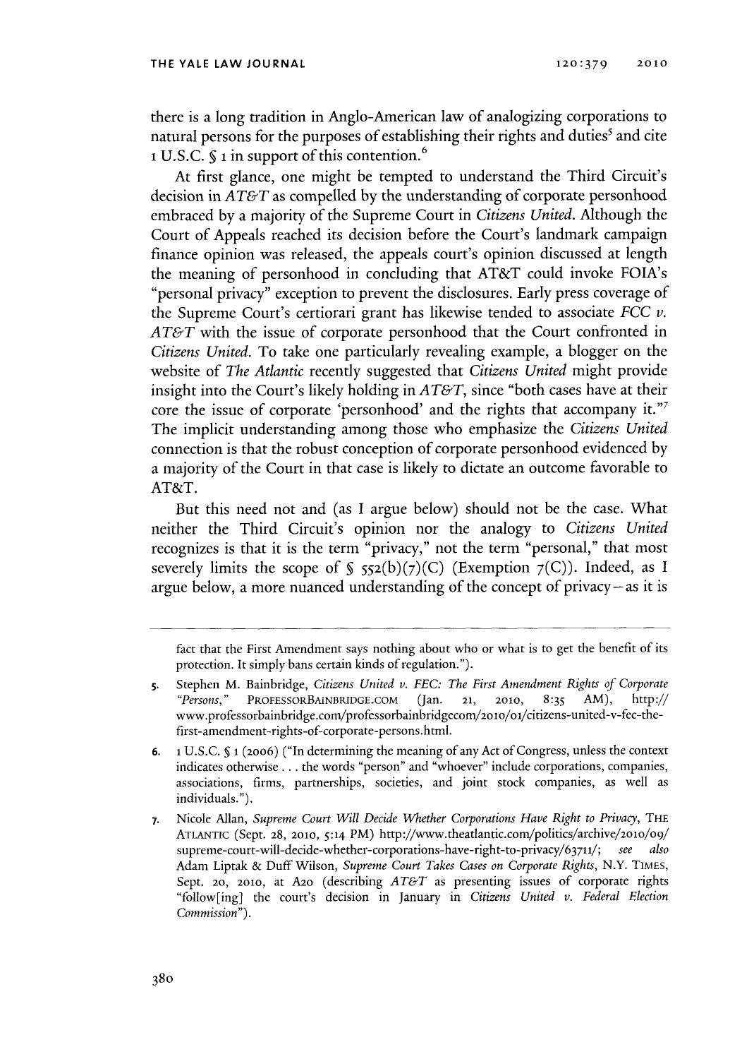there is a long tradition in Anglo-American law of analogizing corporations to natural persons for the purposes of establishing their rights and duties[5] and cite 1 U.S.C. § 1 in support of this contention.[6]

At first glance, one might be tempted to understand the Third Circuit's decision in *AT&T* as compelled by the understanding of corporate personhood embraced by a majority of the Supreme Court in *Citizens United*. Although the Court of Appeals reached its decision before the Court's landmark campaign finance opinion was released, the appeals court's opinion discussed at length the meaning of personhood in concluding that AT&T could invoke FOIA's "personal privacy" exception to prevent the disclosures. Early press coverage of the Supreme Court's certiorari grant has likewise tended to associate *FCC v. AT&T* with the issue of corporate personhood that the Court confronted in *Citizens United*. To take one particularly revealing example, a blogger on the website of *The Atlantic* recently suggested that *Citizens United* might provide insight into the Court's likely holding in *AT&T*, since "both cases have at their core the issue of corporate 'personhood' and the rights that accompany it."[7] The implicit understanding among those who emphasize the *Citizens United* connection is that the robust conception of corporate personhood evidenced by a majority of the Court in that case is likely to dictate an outcome favorable to AT&T.

But this need not and (as I argue below) should not be the case. What neither the Third Circuit's opinion nor the analogy to *Citizens United* recognizes is that it is the term "privacy," not the term "personal," that most severely limits the scope of § 552(b)(7)(C) (Exemption 7(C)). Indeed, as I argue below, a more nuanced understanding of the concept of privacy—as it is

---

fact that the First Amendment says nothing about who or what is to get the benefit of its protection. It simply bans certain kinds of regulation.").

5. Stephen M. Bainbridge, *Citizens United v. FEC: The First Amendment Rights of Corporate "Persons,"* PROFESSORBAINBRIDGE.COM (Jan. 21, 2010, 8:35 AM), http://www.professorbainbridge.com/professorbainbridgecom/2010/01/citizens-united-v-fec-the-first-amendment-rights-of-corporate-persons.html.

6. 1 U.S.C. § 1 (2006) ("In determining the meaning of any Act of Congress, unless the context indicates otherwise . . . the words "person" and "whoever" include corporations, companies, associations, firms, partnerships, societies, and joint stock companies, as well as individuals.").

7. Nicole Allan, *Supreme Court Will Decide Whether Corporations Have Right to Privacy*, THE ATLANTIC (Sept. 28, 2010, 5:14 PM) http://www.theatlantic.com/politics/archive/2010/09/supreme-court-will-decide-whether-corporations-have-right-to-privacy/63711/; *see also* Adam Liptak & Duff Wilson, *Supreme Court Takes Cases on Corporate Rights*, N.Y. TIMES, Sept. 20, 2010, at A20 (describing *AT&T* as presenting issues of corporate rights "follow[ing] the court's decision in January in *Citizens United v. Federal Election Commission*").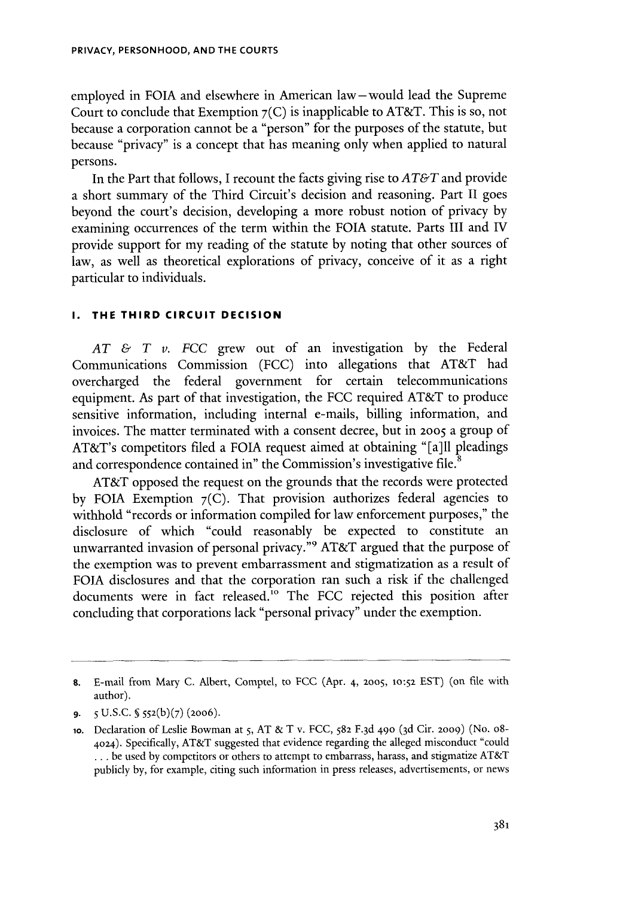employed in FOIA and elsewhere in American law—would lead the Supreme Court to conclude that Exemption 7(C) is inapplicable to AT&T. This is so, not because a corporation cannot be a "person" for the purposes of the statute, but because "privacy" is a concept that has meaning only when applied to natural persons.

In the Part that follows, I recount the facts giving rise to *AT&T* and provide a short summary of the Third Circuit's decision and reasoning. Part II goes beyond the court's decision, developing a more robust notion of privacy by examining occurrences of the term within the FOIA statute. Parts III and IV provide support for my reading of the statute by noting that other sources of law, as well as theoretical explorations of privacy, conceive of it as a right particular to individuals.

## I. THE THIRD CIRCUIT DECISION

*AT & T v. FCC* grew out of an investigation by the Federal Communications Commission (FCC) into allegations that AT&T had overcharged the federal government for certain telecommunications equipment. As part of that investigation, the FCC required AT&T to produce sensitive information, including internal e-mails, billing information, and invoices. The matter terminated with a consent decree, but in 2005 a group of AT&T's competitors filed a FOIA request aimed at obtaining "[a]ll pleadings and correspondence contained in" the Commission's investigative file.[8]

AT&T opposed the request on the grounds that the records were protected by FOIA Exemption 7(C). That provision authorizes federal agencies to withhold "records or information compiled for law enforcement purposes," the disclosure of which "could reasonably be expected to constitute an unwarranted invasion of personal privacy."[9] AT&T argued that the purpose of the exemption was to prevent embarrassment and stigmatization as a result of FOIA disclosures and that the corporation ran such a risk if the challenged documents were in fact released.[10] The FCC rejected this position after concluding that corporations lack "personal privacy" under the exemption.

---

8. E-mail from Mary C. Albert, Comptel, to FCC (Apr. 4, 2005, 10:52 EST) (on file with author).

9. 5 U.S.C. § 552(b)(7) (2006).

10. Declaration of Leslie Bowman at 5, AT & T v. FCC, 582 F.3d 490 (3d Cir. 2009) (No. 08-4024). Specifically, AT&T suggested that evidence regarding the alleged misconduct "could . . . be used by competitors or others to attempt to embarrass, harass, and stigmatize AT&T publicly by, for example, citing such information in press releases, advertisements, or news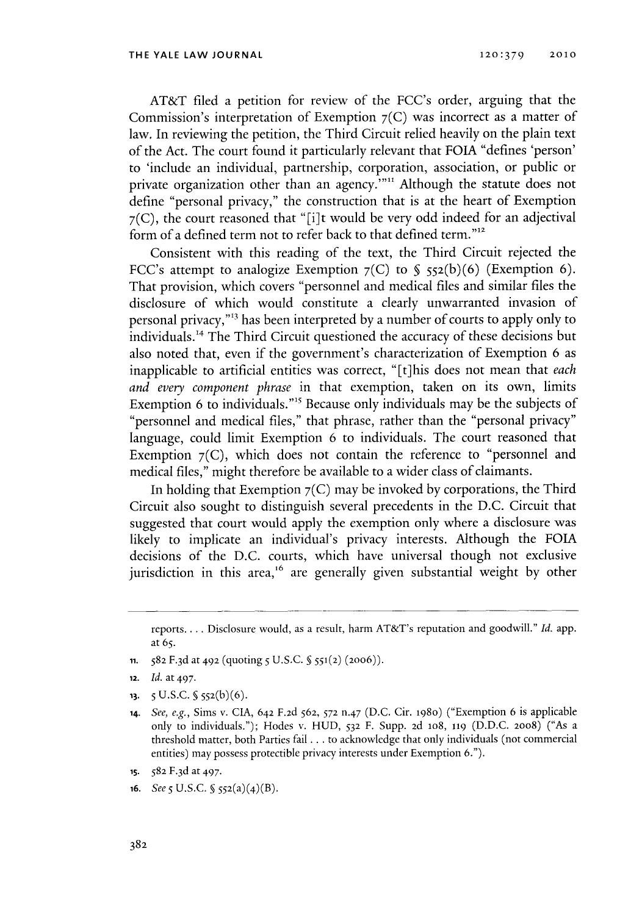AT&T filed a petition for review of the FCC's order, arguing that the Commission's interpretation of Exemption 7(C) was incorrect as a matter of law. In reviewing the petition, the Third Circuit relied heavily on the plain text of the Act. The court found it particularly relevant that FOIA "defines 'person' to 'include an individual, partnership, corporation, association, or public or private organization other than an agency.'"[11] Although the statute does not define "personal privacy," the construction that is at the heart of Exemption 7(C), the court reasoned that "[i]t would be very odd indeed for an adjectival form of a defined term not to refer back to that defined term."[12]

Consistent with this reading of the text, the Third Circuit rejected the FCC's attempt to analogize Exemption 7(C) to § 552(b)(6) (Exemption 6). That provision, which covers "personnel and medical files and similar files the disclosure of which would constitute a clearly unwarranted invasion of personal privacy,"[13] has been interpreted by a number of courts to apply only to individuals.[14] The Third Circuit questioned the accuracy of these decisions but also noted that, even if the government's characterization of Exemption 6 as inapplicable to artificial entities was correct, "[t]his does not mean that *each and every component phrase* in that exemption, taken on its own, limits Exemption 6 to individuals."[15] Because only individuals may be the subjects of "personnel and medical files," that phrase, rather than the "personal privacy" language, could limit Exemption 6 to individuals. The court reasoned that Exemption 7(C), which does not contain the reference to "personnel and medical files," might therefore be available to a wider class of claimants.

In holding that Exemption 7(C) may be invoked by corporations, the Third Circuit also sought to distinguish several precedents in the D.C. Circuit that suggested that court would apply the exemption only where a disclosure was likely to implicate an individual's privacy interests. Although the FOIA decisions of the D.C. courts, which have universal though not exclusive jurisdiction in this area,[16] are generally given substantial weight by other

---

reports. . . . Disclosure would, as a result, harm AT&T's reputation and goodwill." *Id.* app. at 65.

11. 582 F.3d at 492 (quoting 5 U.S.C. § 551(2) (2006)).

12. *Id.* at 497.

13. 5 U.S.C. § 552(b)(6).

14. *See, e.g.*, Sims v. CIA, 642 F.2d 562, 572 n.47 (D.C. Cir. 1980) ("Exemption 6 is applicable only to individuals."); Hodes v. HUD, 532 F. Supp. 2d 108, 119 (D.D.C. 2008) ("As a threshold matter, both Parties fail . . . to acknowledge that only individuals (not commercial entities) may possess protectible privacy interests under Exemption 6.").

15. 582 F.3d at 497.

16. *See* 5 U.S.C. § 552(a)(4)(B).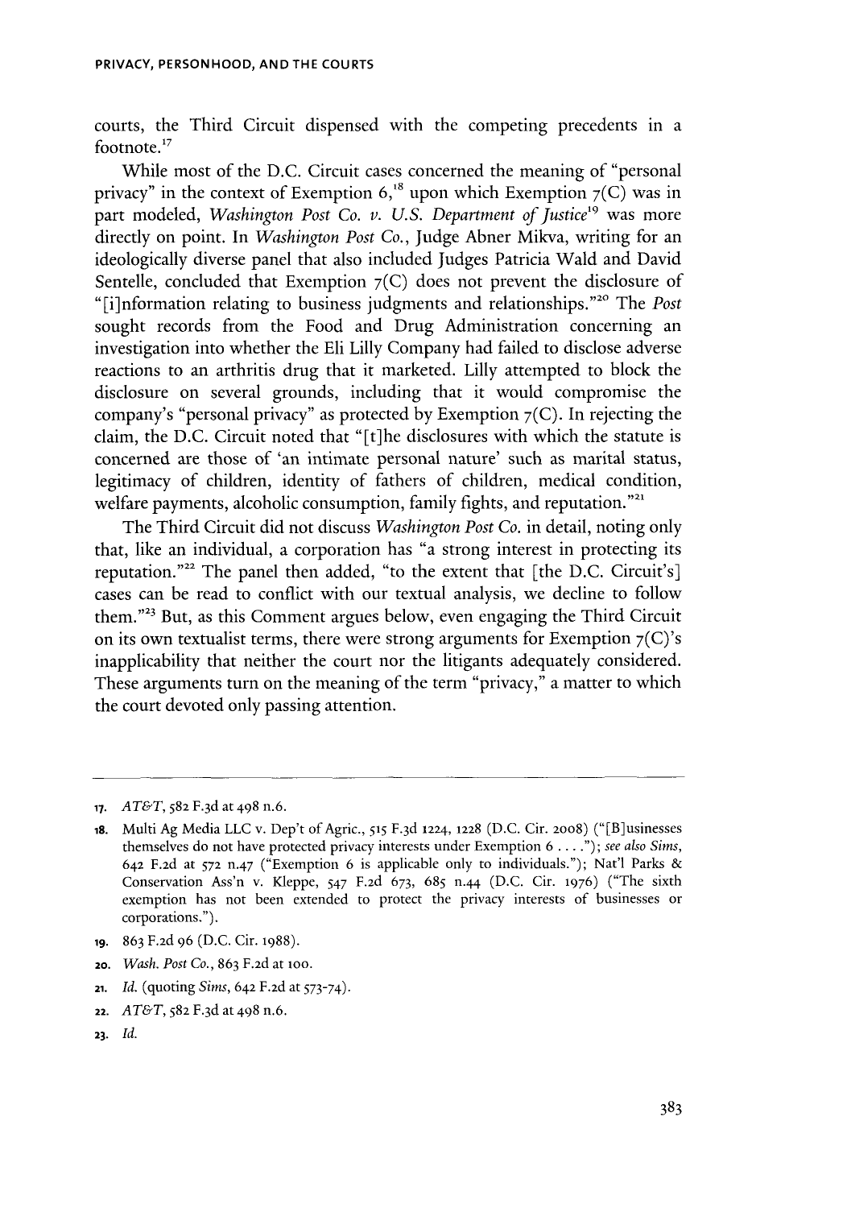courts, the Third Circuit dispensed with the competing precedents in a footnote.[17]

While most of the D.C. Circuit cases concerned the meaning of "personal privacy" in the context of Exemption 6,[18] upon which Exemption 7(C) was in part modeled, *Washington Post Co. v. U.S. Department of Justice*[19] was more directly on point. In *Washington Post Co.*, Judge Abner Mikva, writing for an ideologically diverse panel that also included Judges Patricia Wald and David Sentelle, concluded that Exemption 7(C) does not prevent the disclosure of "[i]nformation relating to business judgments and relationships."[20] The *Post* sought records from the Food and Drug Administration concerning an investigation into whether the Eli Lilly Company had failed to disclose adverse reactions to an arthritis drug that it marketed. Lilly attempted to block the disclosure on several grounds, including that it would compromise the company's "personal privacy" as protected by Exemption 7(C). In rejecting the claim, the D.C. Circuit noted that "[t]he disclosures with which the statute is concerned are those of 'an intimate personal nature' such as marital status, legitimacy of children, identity of fathers of children, medical condition, welfare payments, alcoholic consumption, family fights, and reputation."[21]

The Third Circuit did not discuss *Washington Post Co.* in detail, noting only that, like an individual, a corporation has "a strong interest in protecting its reputation."[22] The panel then added, "to the extent that [the D.C. Circuit's] cases can be read to conflict with our textual analysis, we decline to follow them."[23] But, as this Comment argues below, even engaging the Third Circuit on its own textualist terms, there were strong arguments for Exemption 7(C)'s inapplicability that neither the court nor the litigants adequately considered. These arguments turn on the meaning of the term "privacy," a matter to which the court devoted only passing attention.

---

17. *AT&T*, 582 F.3d at 498 n.6.

18. Multi Ag Media LLC v. Dep't of Agric., 515 F.3d 1224, 1228 (D.C. Cir. 2008) ("[B]usinesses themselves do not have protected privacy interests under Exemption 6 . . . ."); *see also Sims*, 642 F.2d at 572 n.47 ("Exemption 6 is applicable only to individuals."); Nat'l Parks & Conservation Ass'n v. Kleppe, 547 F.2d 673, 685 n.44 (D.C. Cir. 1976) ("The sixth exemption has not been extended to protect the privacy interests of businesses or corporations.").

19. 863 F.2d 96 (D.C. Cir. 1988).

20. *Wash. Post Co.*, 863 F.2d at 100.

21. *Id.* (quoting *Sims*, 642 F.2d at 573-74).

22. *AT&T*, 582 F.3d at 498 n.6.

23. *Id.*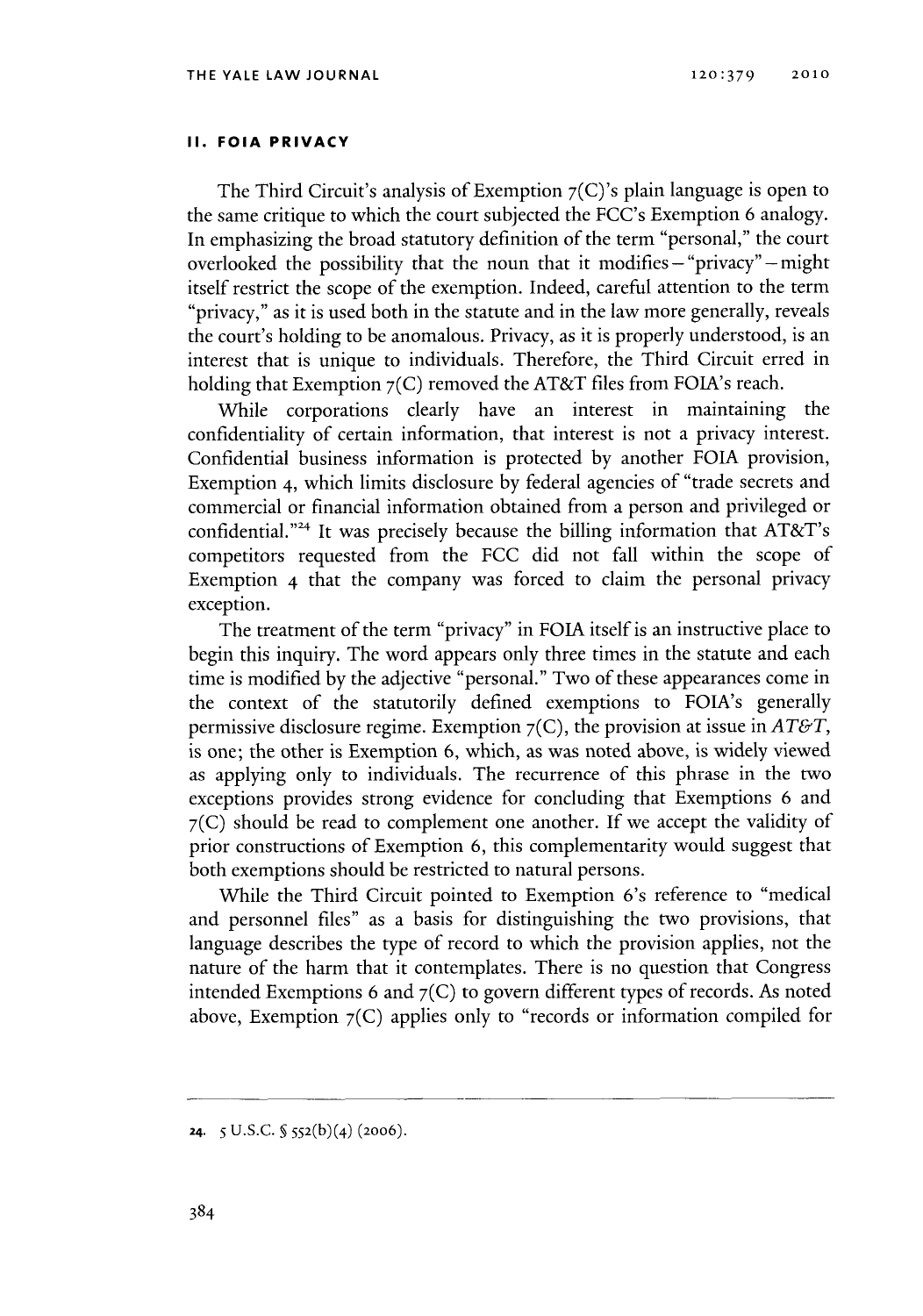## II. FOIA PRIVACY

The Third Circuit's analysis of Exemption 7(C)'s plain language is open to the same critique to which the court subjected the FCC's Exemption 6 analogy. In emphasizing the broad statutory definition of the term "personal," the court overlooked the possibility that the noun that it modifies—"privacy"—might itself restrict the scope of the exemption. Indeed, careful attention to the term "privacy," as it is used both in the statute and in the law more generally, reveals the court's holding to be anomalous. Privacy, as it is properly understood, is an interest that is unique to individuals. Therefore, the Third Circuit erred in holding that Exemption 7(C) removed the AT&T files from FOIA's reach.

While corporations clearly have an interest in maintaining the confidentiality of certain information, that interest is not a privacy interest. Confidential business information is protected by another FOIA provision, Exemption 4, which limits disclosure by federal agencies of "trade secrets and commercial or financial information obtained from a person and privileged or confidential."[24] It was precisely because the billing information that AT&T's competitors requested from the FCC did not fall within the scope of Exemption 4 that the company was forced to claim the personal privacy exception.

The treatment of the term "privacy" in FOIA itself is an instructive place to begin this inquiry. The word appears only three times in the statute and each time is modified by the adjective "personal." Two of these appearances come in the context of the statutorily defined exemptions to FOIA's generally permissive disclosure regime. Exemption 7(C), the provision at issue in *AT&T*, is one; the other is Exemption 6, which, as was noted above, is widely viewed as applying only to individuals. The recurrence of this phrase in the two exceptions provides strong evidence for concluding that Exemptions 6 and 7(C) should be read to complement one another. If we accept the validity of prior constructions of Exemption 6, this complementarity would suggest that both exemptions should be restricted to natural persons.

While the Third Circuit pointed to Exemption 6's reference to "medical and personnel files" as a basis for distinguishing the two provisions, that language describes the type of record to which the provision applies, not the nature of the harm that it contemplates. There is no question that Congress intended Exemptions 6 and 7(C) to govern different types of records. As noted above, Exemption 7(C) applies only to "records or information compiled for

24. 5 U.S.C. § 552(b)(4) (2006).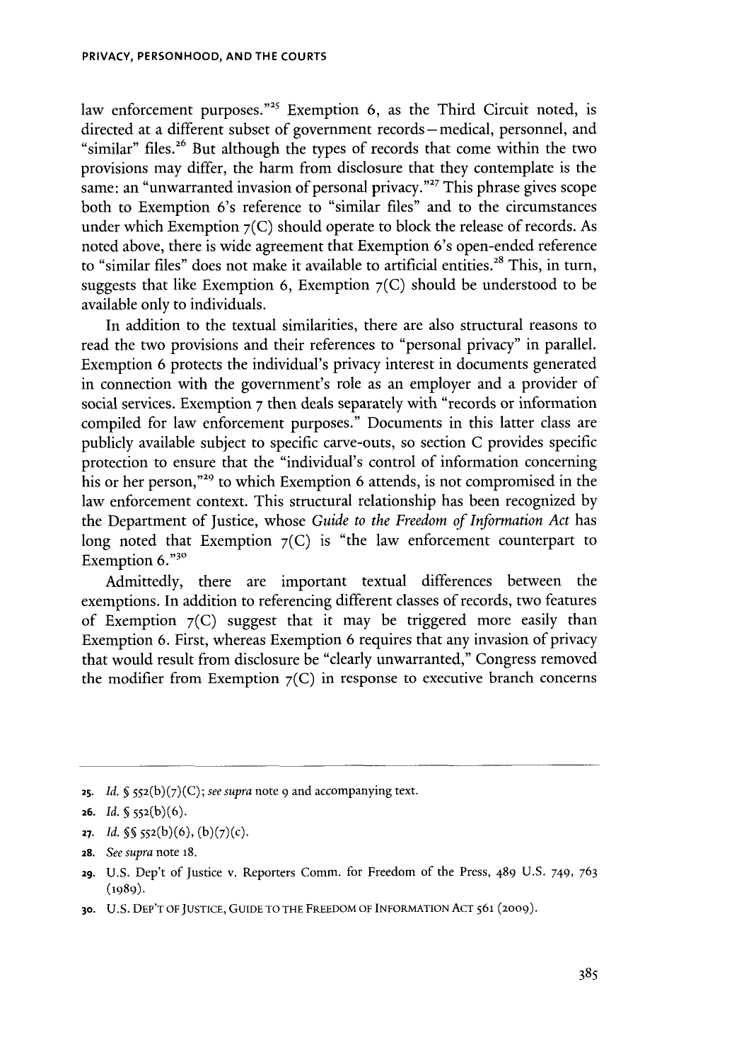law enforcement purposes."[25] Exemption 6, as the Third Circuit noted, is directed at a different subset of government records—medical, personnel, and "similar" files.[26] But although the types of records that come within the two provisions may differ, the harm from disclosure that they contemplate is the same: an "unwarranted invasion of personal privacy."[27] This phrase gives scope both to Exemption 6's reference to "similar files" and to the circumstances under which Exemption 7(C) should operate to block the release of records. As noted above, there is wide agreement that Exemption 6's open-ended reference to "similar files" does not make it available to artificial entities.[28] This, in turn, suggests that like Exemption 6, Exemption 7(C) should be understood to be available only to individuals.

In addition to the textual similarities, there are also structural reasons to read the two provisions and their references to "personal privacy" in parallel. Exemption 6 protects the individual's privacy interest in documents generated in connection with the government's role as an employer and a provider of social services. Exemption 7 then deals separately with "records or information compiled for law enforcement purposes." Documents in this latter class are publicly available subject to specific carve-outs, so section C provides specific protection to ensure that the "individual's control of information concerning his or her person,"[29] to which Exemption 6 attends, is not compromised in the law enforcement context. This structural relationship has been recognized by the Department of Justice, whose *Guide to the Freedom of Information Act* has long noted that Exemption 7(C) is "the law enforcement counterpart to Exemption 6."[30]

Admittedly, there are important textual differences between the exemptions. In addition to referencing different classes of records, two features of Exemption 7(C) suggest that it may be triggered more easily than Exemption 6. First, whereas Exemption 6 requires that any invasion of privacy that would result from disclosure be "clearly unwarranted," Congress removed the modifier from Exemption 7(C) in response to executive branch concerns

---

25. *Id.* § 552(b)(7)(C); *see supra* note 9 and accompanying text.

26. *Id.* § 552(b)(6).

27. *Id.* §§ 552(b)(6), (b)(7)(c).

28. *See supra* note 18.

29. U.S. Dep't of Justice v. Reporters Comm. for Freedom of the Press, 489 U.S. 749, 763 (1989).

30. U.S. DEP'T OF JUSTICE, GUIDE TO THE FREEDOM OF INFORMATION ACT 561 (2009).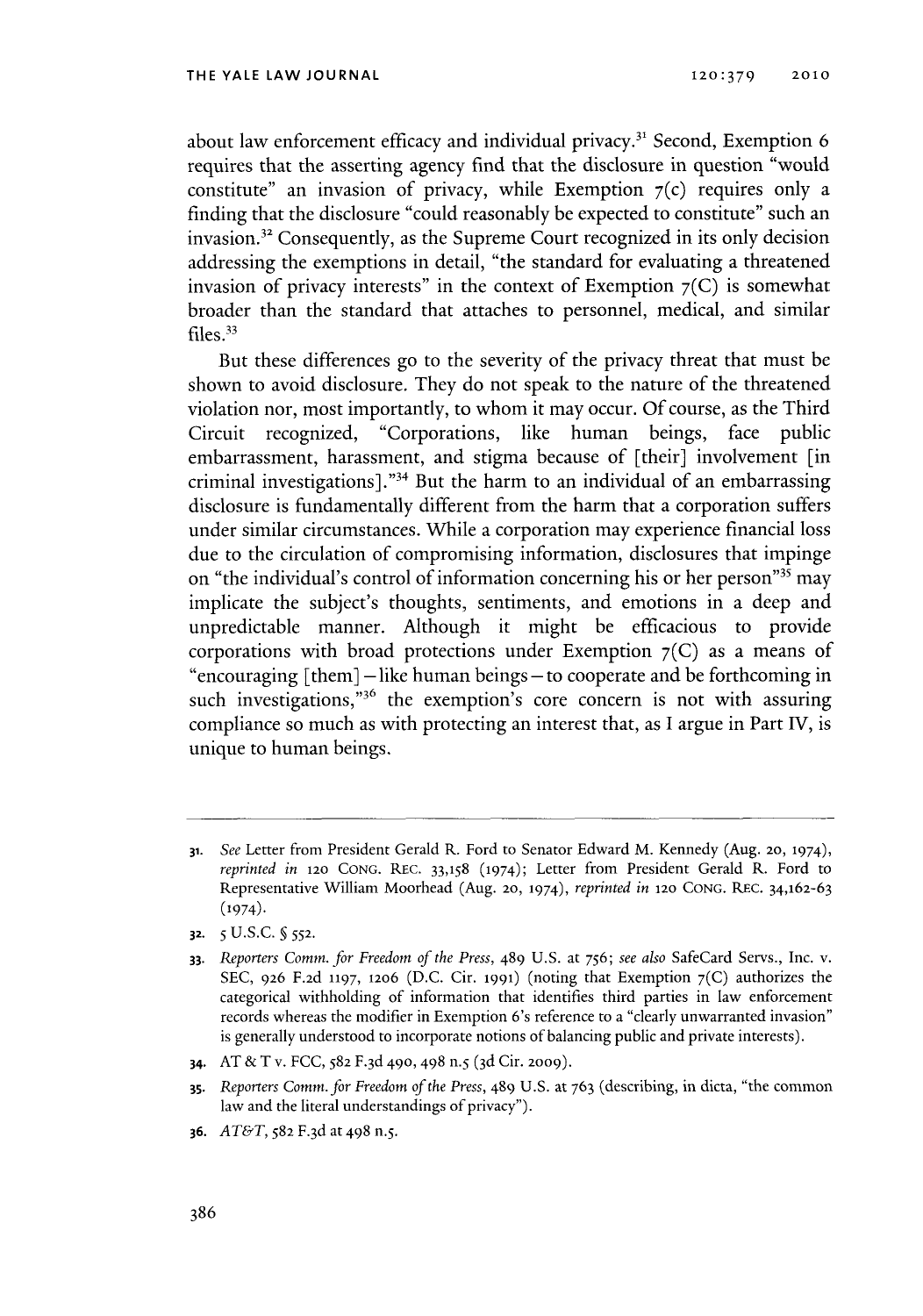about law enforcement efficacy and individual privacy.[31] Second, Exemption 6 requires that the asserting agency find that the disclosure in question "would constitute" an invasion of privacy, while Exemption 7(c) requires only a finding that the disclosure "could reasonably be expected to constitute" such an invasion.[32] Consequently, as the Supreme Court recognized in its only decision addressing the exemptions in detail, "the standard for evaluating a threatened invasion of privacy interests" in the context of Exemption 7(C) is somewhat broader than the standard that attaches to personnel, medical, and similar files.[33]

But these differences go to the severity of the privacy threat that must be shown to avoid disclosure. They do not speak to the nature of the threatened violation nor, most importantly, to whom it may occur. Of course, as the Third Circuit recognized, "Corporations, like human beings, face public embarrassment, harassment, and stigma because of [their] involvement [in criminal investigations]."[34] But the harm to an individual of an embarrassing disclosure is fundamentally different from the harm that a corporation suffers under similar circumstances. While a corporation may experience financial loss due to the circulation of compromising information, disclosures that impinge on "the individual's control of information concerning his or her person"[35] may implicate the subject's thoughts, sentiments, and emotions in a deep and unpredictable manner. Although it might be efficacious to provide corporations with broad protections under Exemption 7(C) as a means of "encouraging [them] – like human beings – to cooperate and be forthcoming in such investigations,"[36] the exemption's core concern is not with assuring compliance so much as with protecting an interest that, as I argue in Part IV, is unique to human beings.

---

31. *See* Letter from President Gerald R. Ford to Senator Edward M. Kennedy (Aug. 20, 1974), *reprinted in* 120 CONG. REC. 33,158 (1974); Letter from President Gerald R. Ford to Representative William Moorhead (Aug. 20, 1974), *reprinted in* 120 CONG. REC. 34,162-63 (1974).

32. 5 U.S.C. § 552.

33. *Reporters Comm. for Freedom of the Press*, 489 U.S. at 756; *see also* SafeCard Servs., Inc. v. SEC, 926 F.2d 1197, 1206 (D.C. Cir. 1991) (noting that Exemption 7(C) authorizes the categorical withholding of information that identifies third parties in law enforcement records whereas the modifier in Exemption 6's reference to a "clearly unwarranted invasion" is generally understood to incorporate notions of balancing public and private interests).

34. AT & T v. FCC, 582 F.3d 490, 498 n.5 (3d Cir. 2009).

35. *Reporters Comm. for Freedom of the Press*, 489 U.S. at 763 (describing, in dicta, "the common law and the literal understandings of privacy").

36. *AT&T*, 582 F.3d at 498 n.5.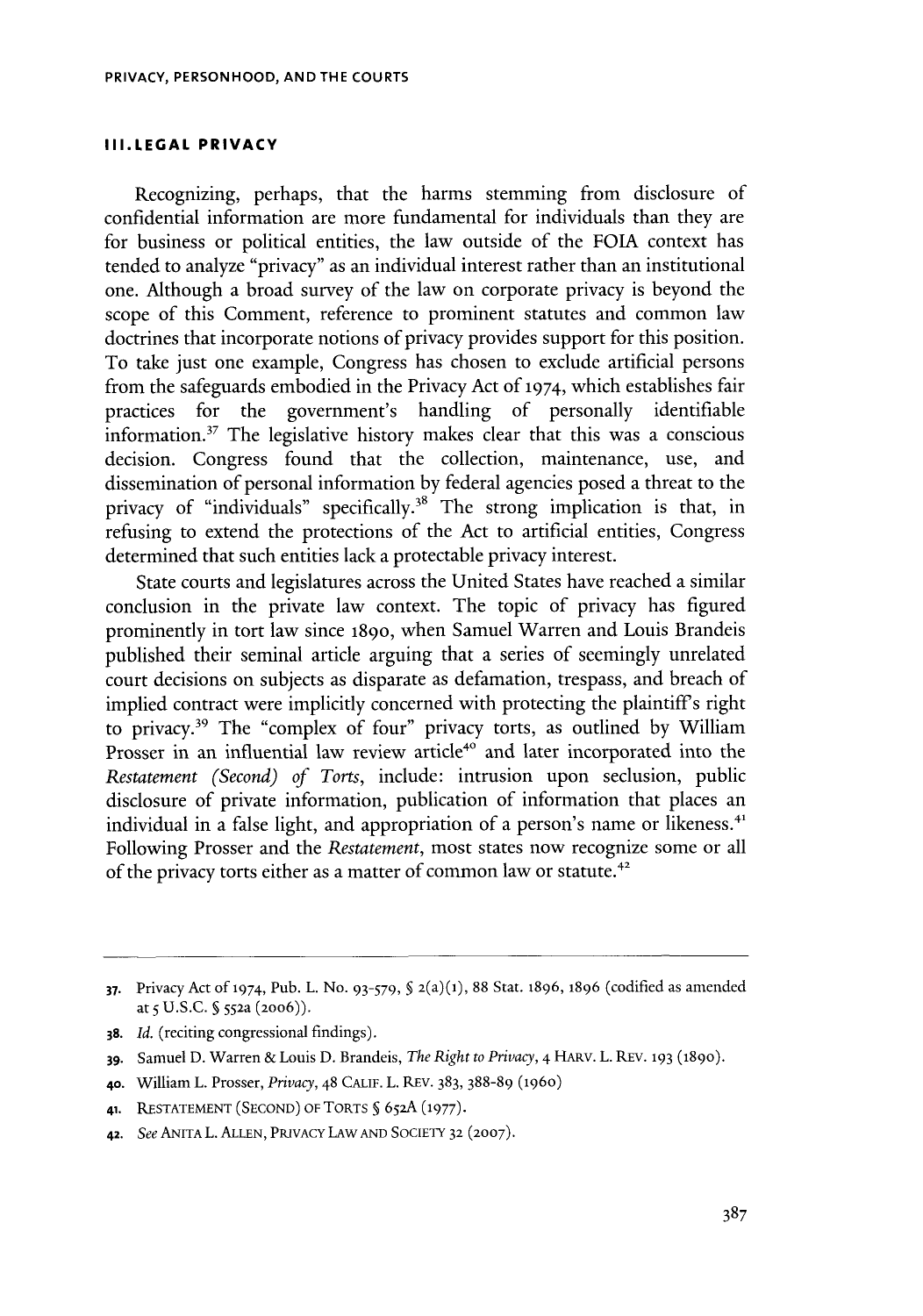## III. LEGAL PRIVACY

Recognizing, perhaps, that the harms stemming from disclosure of confidential information are more fundamental for individuals than they are for business or political entities, the law outside of the FOIA context has tended to analyze "privacy" as an individual interest rather than an institutional one. Although a broad survey of the law on corporate privacy is beyond the scope of this Comment, reference to prominent statutes and common law doctrines that incorporate notions of privacy provides support for this position. To take just one example, Congress has chosen to exclude artificial persons from the safeguards embodied in the Privacy Act of 1974, which establishes fair practices for the government's handling of personally identifiable information.[37] The legislative history makes clear that this was a conscious decision. Congress found that the collection, maintenance, use, and dissemination of personal information by federal agencies posed a threat to the privacy of "individuals" specifically.[38] The strong implication is that, in refusing to extend the protections of the Act to artificial entities, Congress determined that such entities lack a protectable privacy interest.

State courts and legislatures across the United States have reached a similar conclusion in the private law context. The topic of privacy has figured prominently in tort law since 1890, when Samuel Warren and Louis Brandeis published their seminal article arguing that a series of seemingly unrelated court decisions on subjects as disparate as defamation, trespass, and breach of implied contract were implicitly concerned with protecting the plaintiff's right to privacy.[39] The "complex of four" privacy torts, as outlined by William Prosser in an influential law review article[40] and later incorporated into the *Restatement (Second) of Torts*, include: intrusion upon seclusion, public disclosure of private information, publication of information that places an individual in a false light, and appropriation of a person's name or likeness.[41] Following Prosser and the *Restatement*, most states now recognize some or all of the privacy torts either as a matter of common law or statute.[42]

---

37. Privacy Act of 1974, Pub. L. No. 93-579, § 2(a)(1), 88 Stat. 1896, 1896 (codified as amended at 5 U.S.C. § 552a (2006)).

38. *Id.* (reciting congressional findings).

39. Samuel D. Warren & Louis D. Brandeis, *The Right to Privacy*, 4 HARV. L. REV. 193 (1890).

40. William L. Prosser, *Privacy*, 48 CALIF. L. REV. 383, 388-89 (1960)

41. RESTATEMENT (SECOND) OF TORTS § 652A (1977).

42. *See* ANITA L. ALLEN, PRIVACY LAW AND SOCIETY 32 (2007).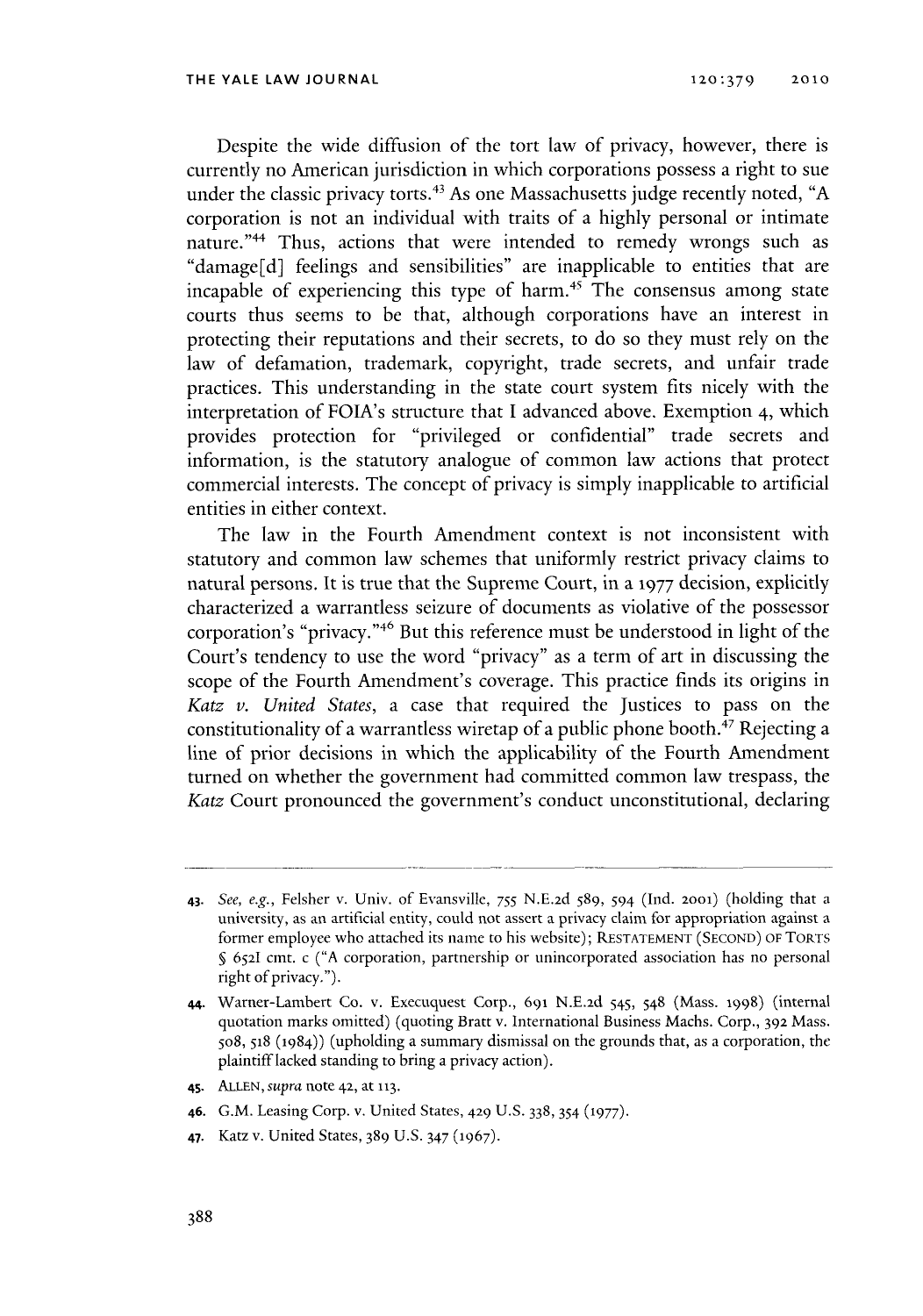Despite the wide diffusion of the tort law of privacy, however, there is currently no American jurisdiction in which corporations possess a right to sue under the classic privacy torts.[43] As one Massachusetts judge recently noted, "A corporation is not an individual with traits of a highly personal or intimate nature."[44] Thus, actions that were intended to remedy wrongs such as "damage[d] feelings and sensibilities" are inapplicable to entities that are incapable of experiencing this type of harm.[45] The consensus among state courts thus seems to be that, although corporations have an interest in protecting their reputations and their secrets, to do so they must rely on the law of defamation, trademark, copyright, trade secrets, and unfair trade practices. This understanding in the state court system fits nicely with the interpretation of FOIA's structure that I advanced above. Exemption 4, which provides protection for "privileged or confidential" trade secrets and information, is the statutory analogue of common law actions that protect commercial interests. The concept of privacy is simply inapplicable to artificial entities in either context.

The law in the Fourth Amendment context is not inconsistent with statutory and common law schemes that uniformly restrict privacy claims to natural persons. It is true that the Supreme Court, in a 1977 decision, explicitly characterized a warrantless seizure of documents as violative of the possessor corporation's "privacy."[46] But this reference must be understood in light of the Court's tendency to use the word "privacy" as a term of art in discussing the scope of the Fourth Amendment's coverage. This practice finds its origins in *Katz v. United States*, a case that required the Justices to pass on the constitutionality of a warrantless wiretap of a public phone booth.[47] Rejecting a line of prior decisions in which the applicability of the Fourth Amendment turned on whether the government had committed common law trespass, the *Katz* Court pronounced the government's conduct unconstitutional, declaring

---

43. *See, e.g.*, Felsher v. Univ. of Evansville, 755 N.E.2d 589, 594 (Ind. 2001) (holding that a university, as an artificial entity, could not assert a privacy claim for appropriation against a former employee who attached its name to his website); RESTATEMENT (SECOND) OF TORTS § 652I cmt. c ("A corporation, partnership or unincorporated association has no personal right of privacy.").

44. Warner-Lambert Co. v. Execuquest Corp., 691 N.E.2d 545, 548 (Mass. 1998) (internal quotation marks omitted) (quoting Bratt v. International Business Machs. Corp., 392 Mass. 508, 518 (1984)) (upholding a summary dismissal on the grounds that, as a corporation, the plaintiff lacked standing to bring a privacy action).

45. ALLEN, *supra* note 42, at 113.

46. G.M. Leasing Corp. v. United States, 429 U.S. 338, 354 (1977).

47. Katz v. United States, 389 U.S. 347 (1967).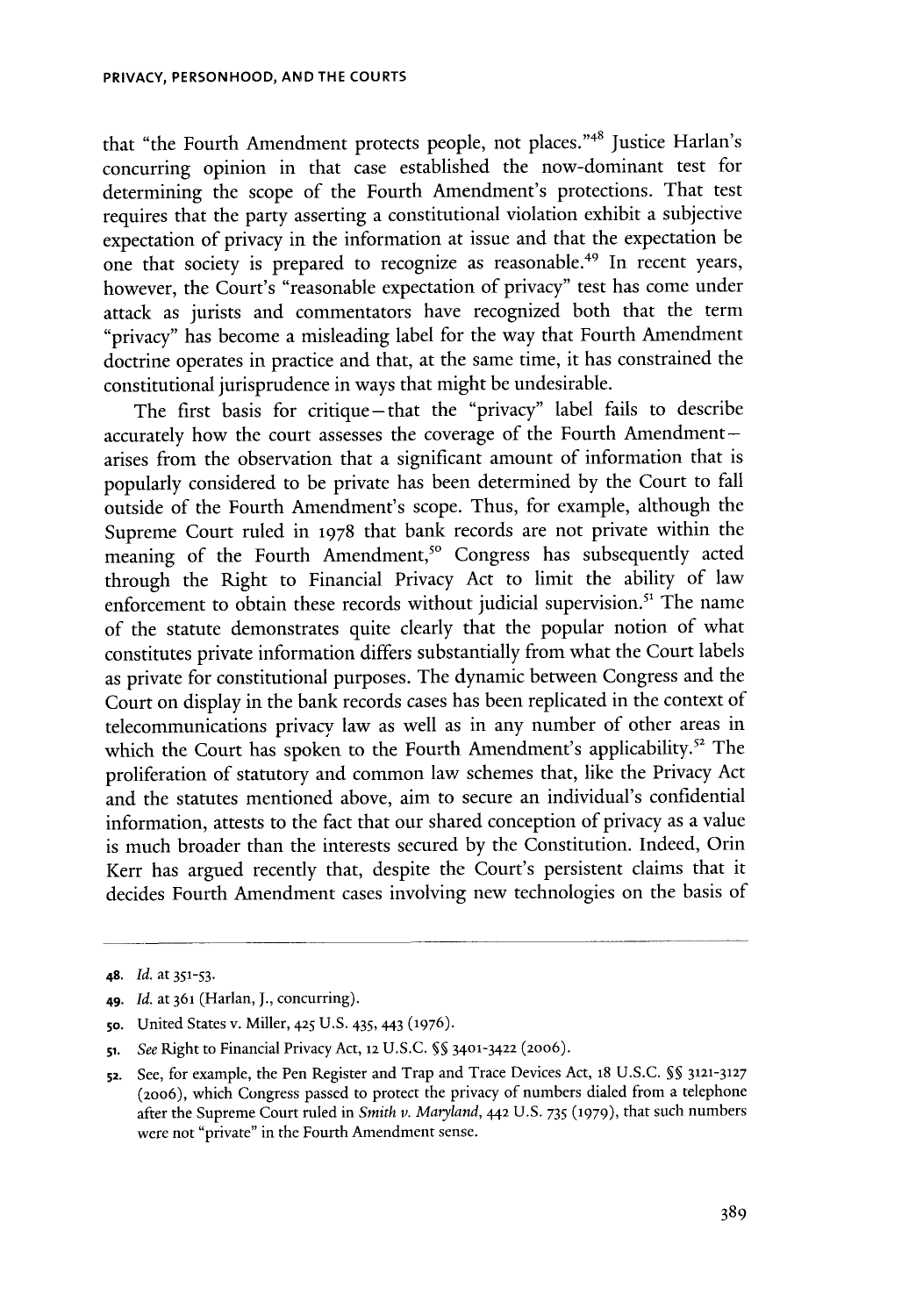that "the Fourth Amendment protects people, not places."[48] Justice Harlan's concurring opinion in that case established the now-dominant test for determining the scope of the Fourth Amendment's protections. That test requires that the party asserting a constitutional violation exhibit a subjective expectation of privacy in the information at issue and that the expectation be one that society is prepared to recognize as reasonable.[49] In recent years, however, the Court's "reasonable expectation of privacy" test has come under attack as jurists and commentators have recognized both that the term "privacy" has become a misleading label for the way that Fourth Amendment doctrine operates in practice and that, at the same time, it has constrained the constitutional jurisprudence in ways that might be undesirable.

The first basis for critique—that the "privacy" label fails to describe accurately how the court assesses the coverage of the Fourth Amendment—arises from the observation that a significant amount of information that is popularly considered to be private has been determined by the Court to fall outside of the Fourth Amendment's scope. Thus, for example, although the Supreme Court ruled in 1978 that bank records are not private within the meaning of the Fourth Amendment,[50] Congress has subsequently acted through the Right to Financial Privacy Act to limit the ability of law enforcement to obtain these records without judicial supervision.[51] The name of the statute demonstrates quite clearly that the popular notion of what constitutes private information differs substantially from what the Court labels as private for constitutional purposes. The dynamic between Congress and the Court on display in the bank records cases has been replicated in the context of telecommunications privacy law as well as in any number of other areas in which the Court has spoken to the Fourth Amendment's applicability.[52] The proliferation of statutory and common law schemes that, like the Privacy Act and the statutes mentioned above, aim to secure an individual's confidential information, attests to the fact that our shared conception of privacy as a value is much broader than the interests secured by the Constitution. Indeed, Orin Kerr has argued recently that, despite the Court's persistent claims that it decides Fourth Amendment cases involving new technologies on the basis of

---

48. *Id.* at 351-53.

49. *Id.* at 361 (Harlan, J., concurring).

50. United States v. Miller, 425 U.S. 435, 443 (1976).

51. *See* Right to Financial Privacy Act, 12 U.S.C. §§ 3401-3422 (2006).

52. See, for example, the Pen Register and Trap and Trace Devices Act, 18 U.S.C. §§ 3121-3127 (2006), which Congress passed to protect the privacy of numbers dialed from a telephone after the Supreme Court ruled in *Smith v. Maryland*, 442 U.S. 735 (1979), that such numbers were not "private" in the Fourth Amendment sense.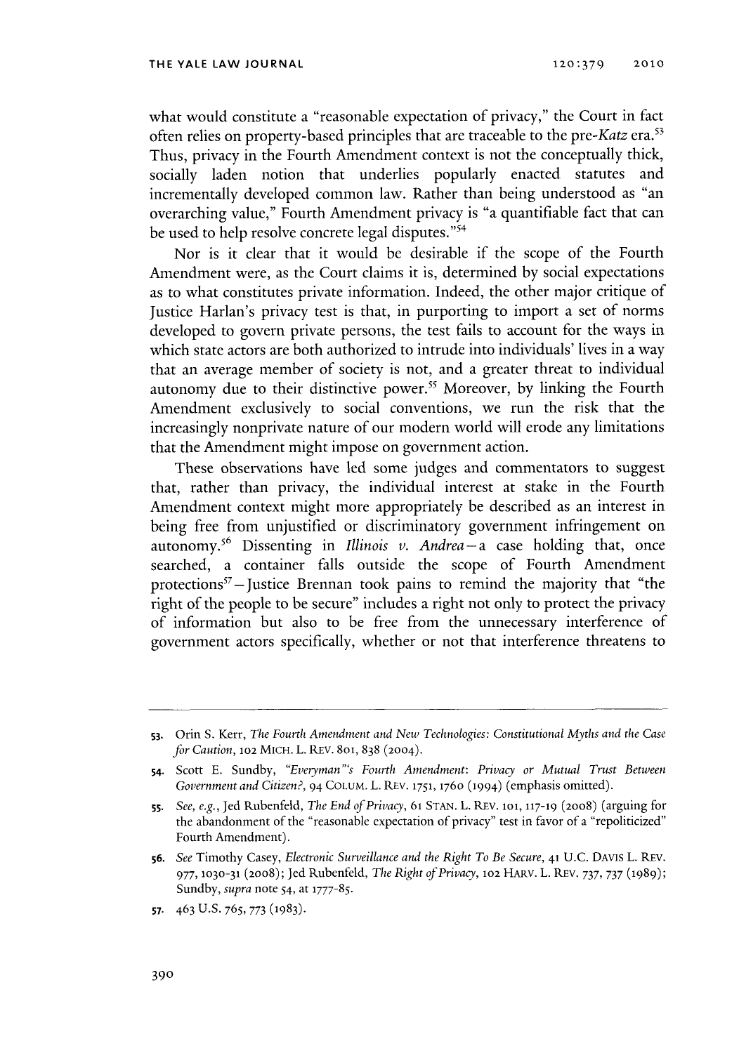what would constitute a "reasonable expectation of privacy," the Court in fact often relies on property-based principles that are traceable to the pre-*Katz* era.[53] Thus, privacy in the Fourth Amendment context is not the conceptually thick, socially laden notion that underlies popularly enacted statutes and incrementally developed common law. Rather than being understood as "an overarching value," Fourth Amendment privacy is "a quantifiable fact that can be used to help resolve concrete legal disputes."[54]

Nor is it clear that it would be desirable if the scope of the Fourth Amendment were, as the Court claims it is, determined by social expectations as to what constitutes private information. Indeed, the other major critique of Justice Harlan's privacy test is that, in purporting to import a set of norms developed to govern private persons, the test fails to account for the ways in which state actors are both authorized to intrude into individuals' lives in a way that an average member of society is not, and a greater threat to individual autonomy due to their distinctive power.[55] Moreover, by linking the Fourth Amendment exclusively to social conventions, we run the risk that the increasingly nonprivate nature of our modern world will erode any limitations that the Amendment might impose on government action.

These observations have led some judges and commentators to suggest that, rather than privacy, the individual interest at stake in the Fourth Amendment context might more appropriately be described as an interest in being free from unjustified or discriminatory government infringement on autonomy.[56] Dissenting in *Illinois v. Andrea*—a case holding that, once searched, a container falls outside the scope of Fourth Amendment protections[57]—Justice Brennan took pains to remind the majority that "the right of the people to be secure" includes a right not only to protect the privacy of information but also to be free from the unnecessary interference of government actors specifically, whether or not that interference threatens to

---

53. Orin S. Kerr, *The Fourth Amendment and New Technologies: Constitutional Myths and the Case for Caution*, 102 MICH. L. REV. 801, 838 (2004).

54. Scott E. Sundby, *"Everyman"'s Fourth Amendment: Privacy or Mutual Trust Between Government and Citizen?*, 94 COLUM. L. REV. 1751, 1760 (1994) (emphasis omitted).

55. *See, e.g.*, Jed Rubenfeld, *The End of Privacy*, 61 STAN. L. REV. 101, 117-19 (2008) (arguing for the abandonment of the "reasonable expectation of privacy" test in favor of a "repoliticized" Fourth Amendment).

56. *See* Timothy Casey, *Electronic Surveillance and the Right To Be Secure*, 41 U.C. DAVIS L. REV. 977, 1030-31 (2008); Jed Rubenfeld, *The Right of Privacy*, 102 HARV. L. REV. 737, 737 (1989); Sundby, *supra* note 54, at 1777-85.

57. 463 U.S. 765, 773 (1983).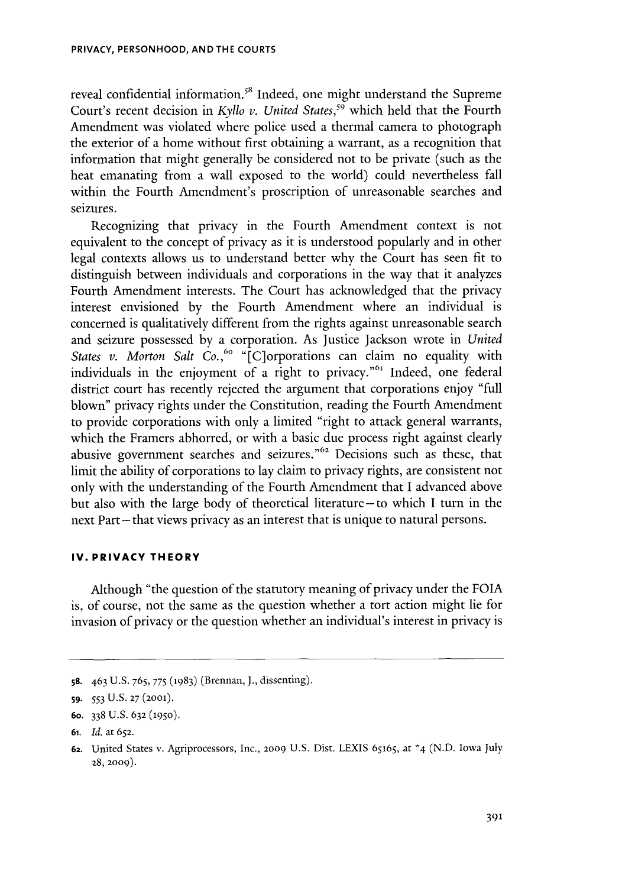reveal confidential information.[58] Indeed, one might understand the Supreme Court's recent decision in *Kyllo v. United States*,[59] which held that the Fourth Amendment was violated where police used a thermal camera to photograph the exterior of a home without first obtaining a warrant, as a recognition that information that might generally be considered not to be private (such as the heat emanating from a wall exposed to the world) could nevertheless fall within the Fourth Amendment's proscription of unreasonable searches and seizures.

Recognizing that privacy in the Fourth Amendment context is not equivalent to the concept of privacy as it is understood popularly and in other legal contexts allows us to understand better why the Court has seen fit to distinguish between individuals and corporations in the way that it analyzes Fourth Amendment interests. The Court has acknowledged that the privacy interest envisioned by the Fourth Amendment where an individual is concerned is qualitatively different from the rights against unreasonable search and seizure possessed by a corporation. As Justice Jackson wrote in *United States v. Morton Salt Co.*,[60] "[C]orporations can claim no equality with individuals in the enjoyment of a right to privacy."[61] Indeed, one federal district court has recently rejected the argument that corporations enjoy "full blown" privacy rights under the Constitution, reading the Fourth Amendment to provide corporations with only a limited "right to attack general warrants, which the Framers abhorred, or with a basic due process right against clearly abusive government searches and seizures."[62] Decisions such as these, that limit the ability of corporations to lay claim to privacy rights, are consistent not only with the understanding of the Fourth Amendment that I advanced above but also with the large body of theoretical literature—to which I turn in the next Part—that views privacy as an interest that is unique to natural persons.

## IV. PRIVACY THEORY

Although "the question of the statutory meaning of privacy under the FOIA is, of course, not the same as the question whether a tort action might lie for invasion of privacy or the question whether an individual's interest in privacy is

---

58. 463 U.S. 765, 775 (1983) (Brennan, J., dissenting).

59. 553 U.S. 27 (2001).

60. 338 U.S. 632 (1950).

61. *Id.* at 652.

62. United States v. Agriprocessors, Inc., 2009 U.S. Dist. LEXIS 65165, at *4 (N.D. Iowa July 28, 2009).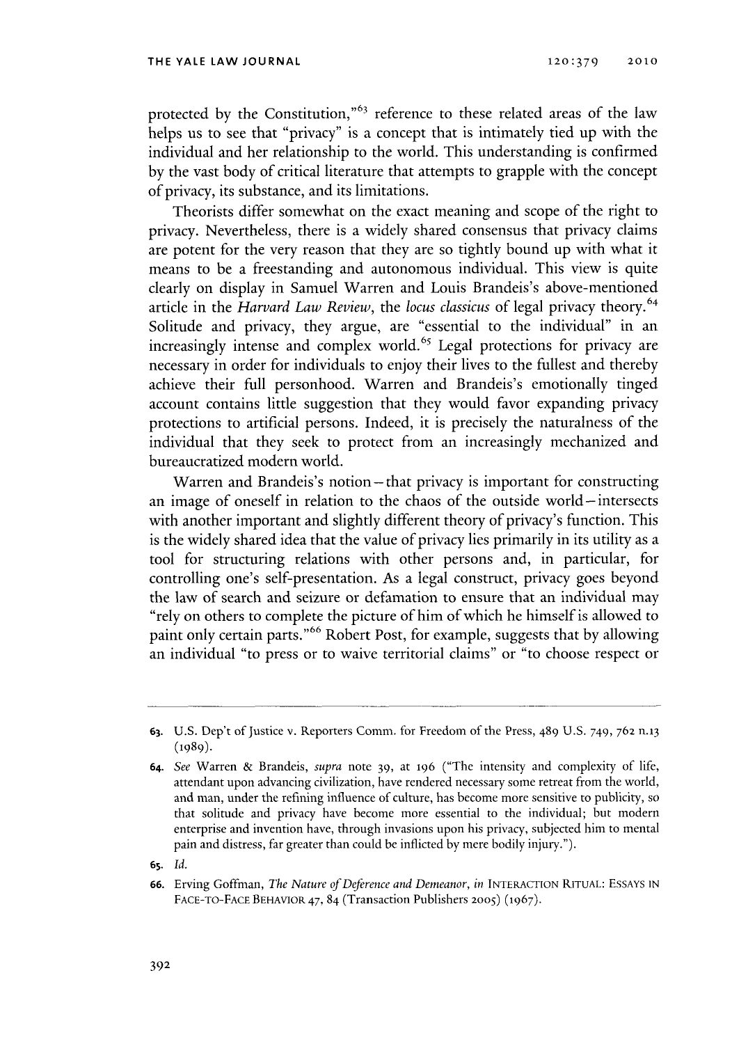protected by the Constitution,"[63] reference to these related areas of the law helps us to see that "privacy" is a concept that is intimately tied up with the individual and her relationship to the world. This understanding is confirmed by the vast body of critical literature that attempts to grapple with the concept of privacy, its substance, and its limitations.

Theorists differ somewhat on the exact meaning and scope of the right to privacy. Nevertheless, there is a widely shared consensus that privacy claims are potent for the very reason that they are so tightly bound up with what it means to be a freestanding and autonomous individual. This view is quite clearly on display in Samuel Warren and Louis Brandeis's above-mentioned article in the *Harvard Law Review*, the *locus classicus* of legal privacy theory.[64] Solitude and privacy, they argue, are "essential to the individual" in an increasingly intense and complex world.[65] Legal protections for privacy are necessary in order for individuals to enjoy their lives to the fullest and thereby achieve their full personhood. Warren and Brandeis's emotionally tinged account contains little suggestion that they would favor expanding privacy protections to artificial persons. Indeed, it is precisely the naturalness of the individual that they seek to protect from an increasingly mechanized and bureaucratized modern world.

Warren and Brandeis's notion—that privacy is important for constructing an image of oneself in relation to the chaos of the outside world—intersects with another important and slightly different theory of privacy's function. This is the widely shared idea that the value of privacy lies primarily in its utility as a tool for structuring relations with other persons and, in particular, for controlling one's self-presentation. As a legal construct, privacy goes beyond the law of search and seizure or defamation to ensure that an individual may "rely on others to complete the picture of him of which he himself is allowed to paint only certain parts."[66] Robert Post, for example, suggests that by allowing an individual "to press or to waive territorial claims" or "to choose respect or

---

63. U.S. Dep't of Justice v. Reporters Comm. for Freedom of the Press, 489 U.S. 749, 762 n.13 (1989).

64. *See* Warren & Brandeis, *supra* note 39, at 196 ("The intensity and complexity of life, attendant upon advancing civilization, have rendered necessary some retreat from the world, and man, under the refining influence of culture, has become more sensitive to publicity, so that solitude and privacy have become more essential to the individual; but modern enterprise and invention have, through invasions upon his privacy, subjected him to mental pain and distress, far greater than could be inflicted by mere bodily injury.").

65. *Id.*

66. Erving Goffman, *The Nature of Deference and Demeanor*, *in* INTERACTION RITUAL: ESSAYS IN FACE-TO-FACE BEHAVIOR 47, 84 (Transaction Publishers 2005) (1967).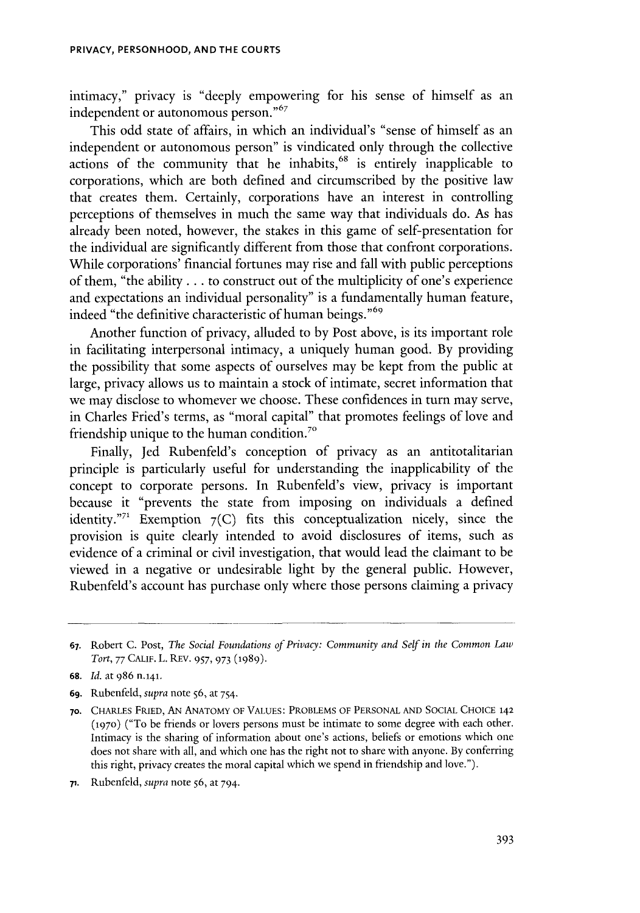intimacy," privacy is "deeply empowering for his sense of himself as an independent or autonomous person."[67]

This odd state of affairs, in which an individual's "sense of himself as an independent or autonomous person" is vindicated only through the collective actions of the community that he inhabits,[68] is entirely inapplicable to corporations, which are both defined and circumscribed by the positive law that creates them. Certainly, corporations have an interest in controlling perceptions of themselves in much the same way that individuals do. As has already been noted, however, the stakes in this game of self-presentation for the individual are significantly different from those that confront corporations. While corporations' financial fortunes may rise and fall with public perceptions of them, "the ability . . . to construct out of the multiplicity of one's experience and expectations an individual personality" is a fundamentally human feature, indeed "the definitive characteristic of human beings."[69]

Another function of privacy, alluded to by Post above, is its important role in facilitating interpersonal intimacy, a uniquely human good. By providing the possibility that some aspects of ourselves may be kept from the public at large, privacy allows us to maintain a stock of intimate, secret information that we may disclose to whomever we choose. These confidences in turn may serve, in Charles Fried's terms, as "moral capital" that promotes feelings of love and friendship unique to the human condition.[70]

Finally, Jed Rubenfeld's conception of privacy as an antitotalitarian principle is particularly useful for understanding the inapplicability of the concept to corporate persons. In Rubenfeld's view, privacy is important because it "prevents the state from imposing on individuals a defined identity."[71] Exemption 7(C) fits this conceptualization nicely, since the provision is quite clearly intended to avoid disclosures of items, such as evidence of a criminal or civil investigation, that would lead the claimant to be viewed in a negative or undesirable light by the general public. However, Rubenfeld's account has purchase only where those persons claiming a privacy

---

67. Robert C. Post, *The Social Foundations of Privacy: Community and Self in the Common Law Tort*, 77 CALIF. L. REV. 957, 973 (1989).

68. *Id.* at 986 n.141.

69. Rubenfeld, *supra* note 56, at 754.

70. CHARLES FRIED, AN ANATOMY OF VALUES: PROBLEMS OF PERSONAL AND SOCIAL CHOICE 142 (1970) ("To be friends or lovers persons must be intimate to some degree with each other. Intimacy is the sharing of information about one's actions, beliefs or emotions which one does not share with all, and which one has the right not to share with anyone. By conferring this right, privacy creates the moral capital which we spend in friendship and love.").

71. Rubenfeld, *supra* note 56, at 794.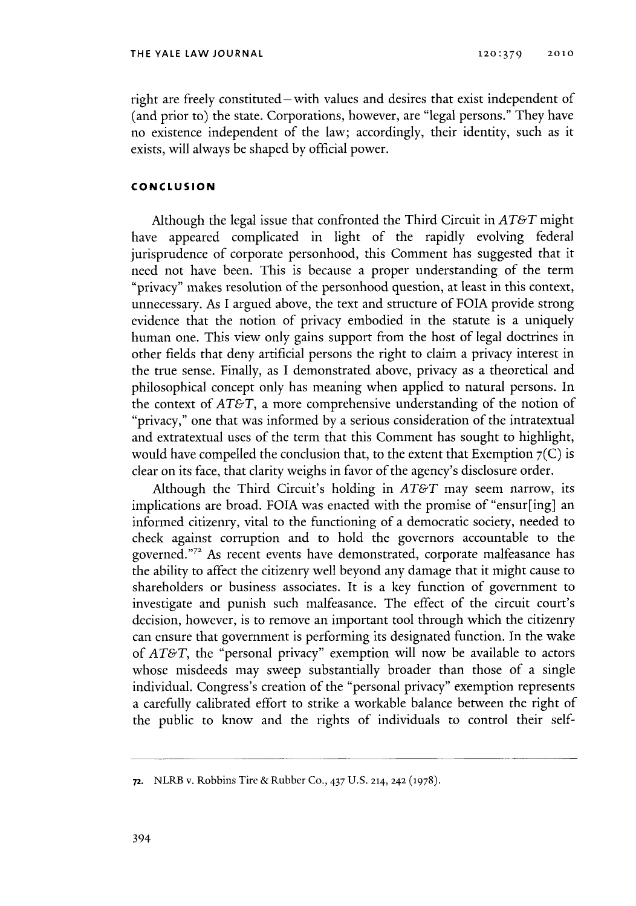right are freely constituted—with values and desires that exist independent of (and prior to) the state. Corporations, however, are "legal persons." They have no existence independent of the law; accordingly, their identity, such as it exists, will always be shaped by official power.

## CONCLUSION

Although the legal issue that confronted the Third Circuit in *AT&T* might have appeared complicated in light of the rapidly evolving federal jurisprudence of corporate personhood, this Comment has suggested that it need not have been. This is because a proper understanding of the term "privacy" makes resolution of the personhood question, at least in this context, unnecessary. As I argued above, the text and structure of FOIA provide strong evidence that the notion of privacy embodied in the statute is a uniquely human one. This view only gains support from the host of legal doctrines in other fields that deny artificial persons the right to claim a privacy interest in the true sense. Finally, as I demonstrated above, privacy as a theoretical and philosophical concept only has meaning when applied to natural persons. In the context of *AT&T*, a more comprehensive understanding of the notion of "privacy," one that was informed by a serious consideration of the intratextual and extratextual uses of the term that this Comment has sought to highlight, would have compelled the conclusion that, to the extent that Exemption 7(C) is clear on its face, that clarity weighs in favor of the agency's disclosure order.

Although the Third Circuit's holding in *AT&T* may seem narrow, its implications are broad. FOIA was enacted with the promise of "ensur[ing] an informed citizenry, vital to the functioning of a democratic society, needed to check against corruption and to hold the governors accountable to the governed."[72] As recent events have demonstrated, corporate malfeasance has the ability to affect the citizenry well beyond any damage that it might cause to shareholders or business associates. It is a key function of government to investigate and punish such malfeasance. The effect of the circuit court's decision, however, is to remove an important tool through which the citizenry can ensure that government is performing its designated function. In the wake of *AT&T*, the "personal privacy" exemption will now be available to actors whose misdeeds may sweep substantially broader than those of a single individual. Congress's creation of the "personal privacy" exemption represents a carefully calibrated effort to strike a workable balance between the right of the public to know and the rights of individuals to control their self-

---

72. NLRB v. Robbins Tire & Rubber Co., 437 U.S. 214, 242 (1978).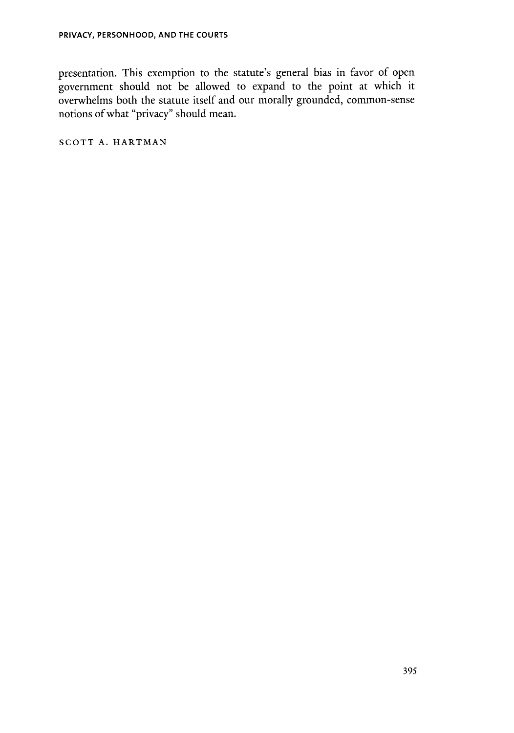presentation. This exemption to the statute's general bias in favor of open government should not be allowed to expand to the point at which it overwhelms both the statute itself and our morally grounded, common-sense notions of what "privacy" should mean.

SCOTT A. HARTMAN